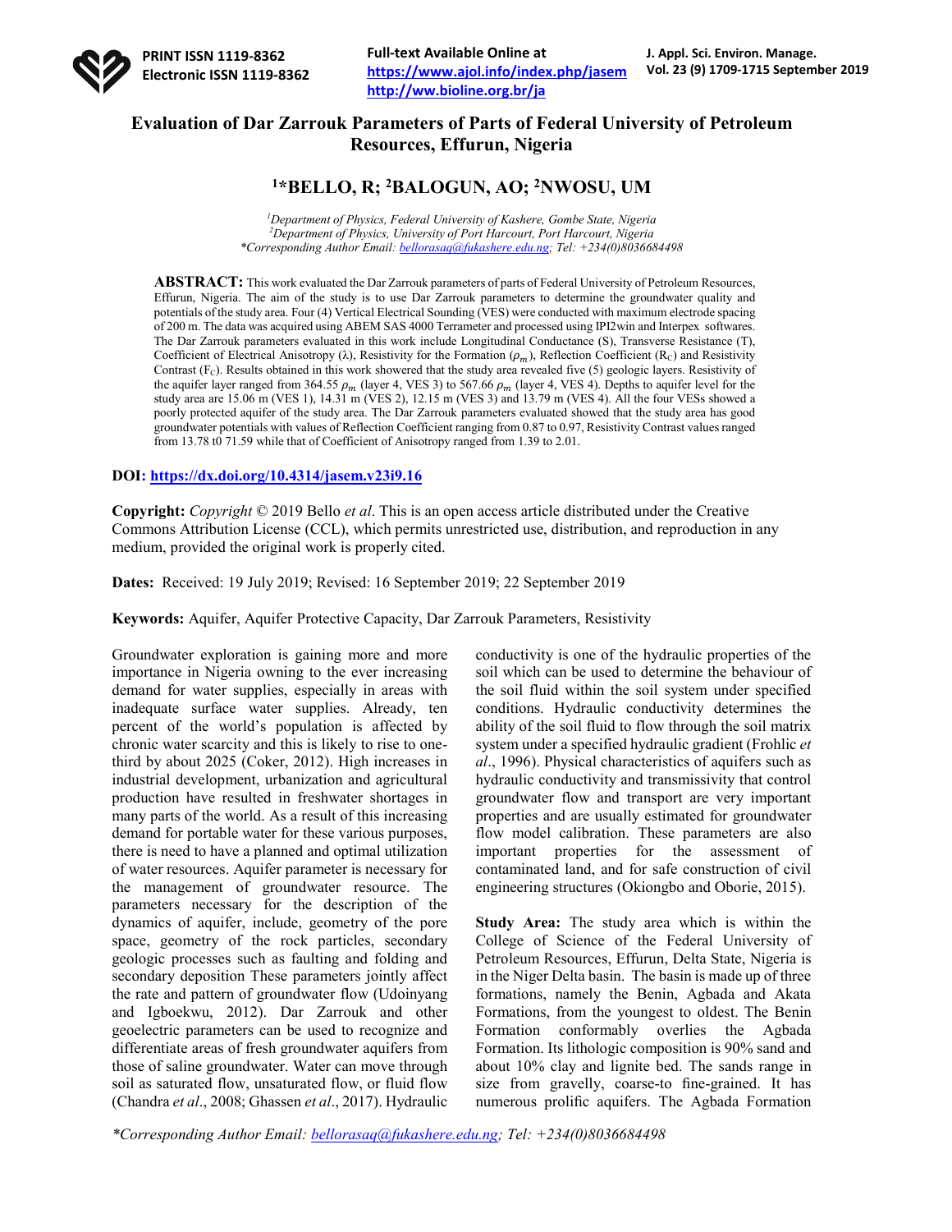# Evaluation of Dar Zarrouk Parameters of Parts of Federal University of Petroleum Resources, Effurun, Nigeria

## [1]*BELLO, R; [2]BALOGUN, AO; [2]NWOSU, UM

*[1]Department of Physics, Federal University of Kashere, Gombe State, Nigeria*
*[2]Department of Physics, University of Port Harcourt, Port Harcourt, Nigeria*
*\*Corresponding Author Email: bellorasaq@fukashere.edu.ng; Tel: +234(0)8036684498*

**ABSTRACT:** This work evaluated the Dar Zarrouk parameters of parts of Federal University of Petroleum Resources, Effurun, Nigeria. The aim of the study is to use Dar Zarrouk parameters to determine the groundwater quality and potentials of the study area. Four (4) Vertical Electrical Sounding (VES) were conducted with maximum electrode spacing of 200 m. The data was acquired using ABEM SAS 4000 Terrameter and processed using IPI2win and Interpex softwares. The Dar Zarrouk parameters evaluated in this work include Longitudinal Conductance (S), Transverse Resistance (T), Coefficient of Electrical Anisotropy (λ), Resistivity for the Formation ($\rho_m$), Reflection Coefficient ($R_C$) and Resistivity Contrast ($F_C$). Results obtained in this work showered that the study area revealed five (5) geologic layers. Resistivity of the aquifer layer ranged from 364.55 $\rho_m$ (layer 4, VES 3) to 567.66 $\rho_m$ (layer 4, VES 4). Depths to aquifer level for the study area are 15.06 m (VES 1), 14.31 m (VES 2), 12.15 m (VES 3) and 13.79 m (VES 4). All the four VESs showed a poorly protected aquifer of the study area. The Dar Zarrouk parameters evaluated showed that the study area has good groundwater potentials with values of Reflection Coefficient ranging from 0.87 to 0.97, Resistivity Contrast values ranged from 13.78 t0 71.59 while that of Coefficient of Anisotropy ranged from 1.39 to 2.01.

**DOI:** https://dx.doi.org/10.4314/jasem.v23i9.16

**Copyright:** *Copyright* © 2019 Bello *et al*. This is an open access article distributed under the Creative Commons Attribution License (CCL), which permits unrestricted use, distribution, and reproduction in any medium, provided the original work is properly cited.

**Dates:** Received: 19 July 2019; Revised: 16 September 2019; 22 September 2019

**Keywords:** Aquifer, Aquifer Protective Capacity, Dar Zarrouk Parameters, Resistivity

Groundwater exploration is gaining more and more importance in Nigeria owning to the ever increasing demand for water supplies, especially in areas with inadequate surface water supplies. Already, ten percent of the world's population is affected by chronic water scarcity and this is likely to rise to one-third by about 2025 (Coker, 2012). High increases in industrial development, urbanization and agricultural production have resulted in freshwater shortages in many parts of the world. As a result of this increasing demand for portable water for these various purposes, there is need to have a planned and optimal utilization of water resources. Aquifer parameter is necessary for the management of groundwater resource. The parameters necessary for the description of the dynamics of aquifer, include, geometry of the pore space, geometry of the rock particles, secondary geologic processes such as faulting and folding and secondary deposition These parameters jointly affect the rate and pattern of groundwater flow (Udoinyang and Igboekwu, 2012). Dar Zarrouk and other geoelectric parameters can be used to recognize and differentiate areas of fresh groundwater aquifers from those of saline groundwater. Water can move through soil as saturated flow, unsaturated flow, or fluid flow (Chandra *et al*., 2008; Ghassen *et al*., 2017). Hydraulic conductivity is one of the hydraulic properties of the soil which can be used to determine the behaviour of the soil fluid within the soil system under specified conditions. Hydraulic conductivity determines the ability of the soil fluid to flow through the soil matrix system under a specified hydraulic gradient (Frohlic *et al*., 1996). Physical characteristics of aquifers such as hydraulic conductivity and transmissivity that control groundwater flow and transport are very important properties and are usually estimated for groundwater flow model calibration. These parameters are also important properties for the assessment of contaminated land, and for safe construction of civil engineering structures (Okiongbo and Oborie, 2015).

**Study Area:** The study area which is within the College of Science of the Federal University of Petroleum Resources, Effurun, Delta State, Nigeria is in the Niger Delta basin. The basin is made up of three formations, namely the Benin, Agbada and Akata Formations, from the youngest to oldest. The Benin Formation conformably overlies the Agbada Formation. Its lithologic composition is 90% sand and about 10% clay and lignite bed. The sands range in size from gravelly, coarse-to fine-grained. It has numerous prolific aquifers. The Agbada Formation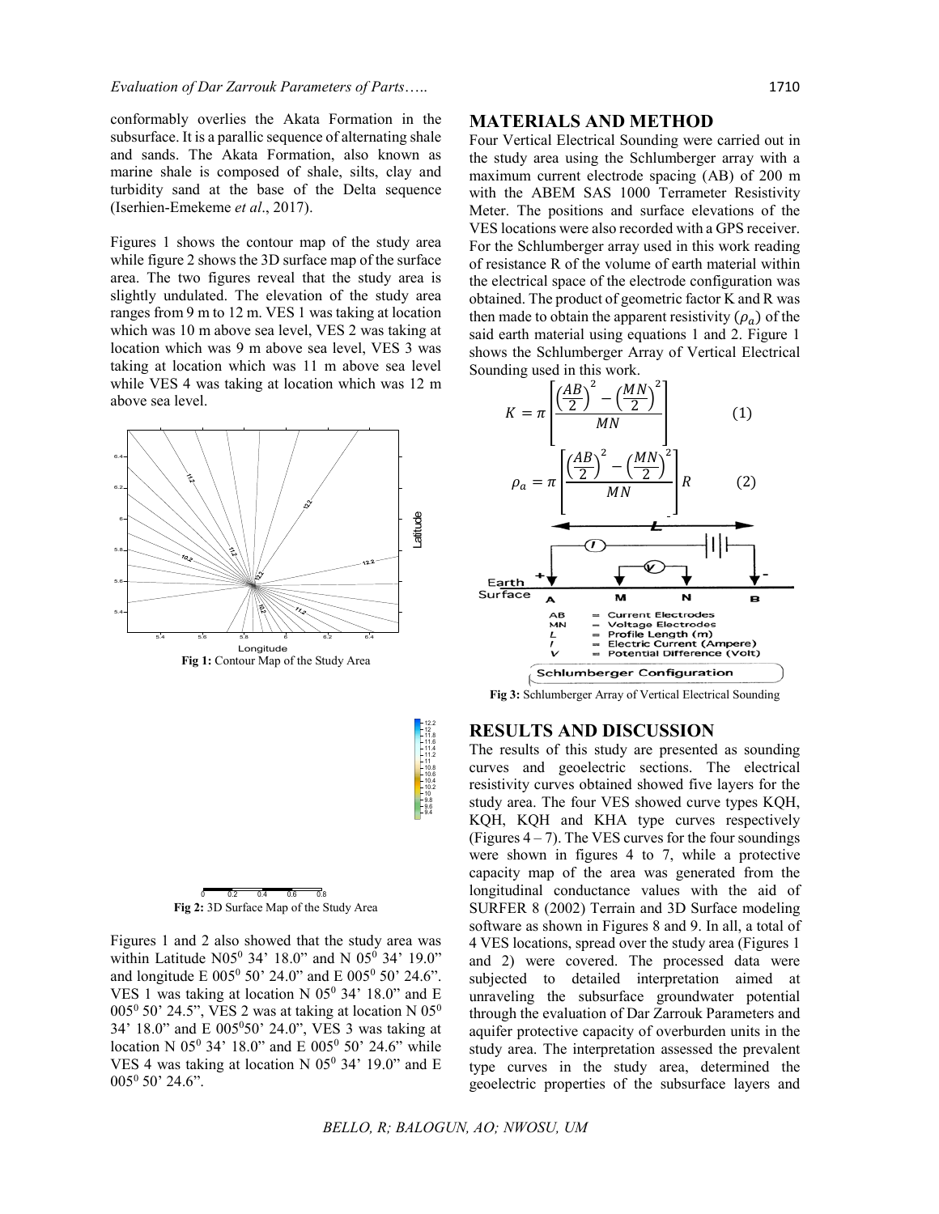conformably overlies the Akata Formation in the subsurface. It is a parallic sequence of alternating shale and sands. The Akata Formation, also known as marine shale is composed of shale, silts, clay and turbidity sand at the base of the Delta sequence (Iserhien-Emekeme *et al*., 2017).

Figures 1 shows the contour map of the study area while figure 2 shows the 3D surface map of the surface area. The two figures reveal that the study area is slightly undulated. The elevation of the study area ranges from 9 m to 12 m. VES 1 was taking at location which was 10 m above sea level, VES 2 was taking at location which was 9 m above sea level, VES 3 was taking at location which was 11 m above sea level while VES 4 was taking at location which was 12 m above sea level.

6.4
6.2
6
5.8
5.6
5.4
5.4 5.6 5.8 6 6.2 6.4
Longitude
Latitude
11.2
12.2
11.2
10.2
12.2
10.2
11.2

**Fig 1:** Contour Map of the Study Area

12.2
12
11.8
11.6
11.4
11.2
11
10.8
10.6
10.4
10.2
10
9.8
9.6
9.4

0 0.2 0.4 0.6 0.8

**Fig 2:** 3D Surface Map of the Study Area

Figures 1 and 2 also showed that the study area was within Latitude N05$^0$ 34' 18.0" and N 05$^0$ 34' 19.0" and longitude E 005$^0$ 50' 24.0" and E 005$^0$ 50' 24.6". VES 1 was taking at location N 05$^0$ 34' 18.0" and E 005$^0$ 50' 24.5", VES 2 was at taking at location N 05$^0$ 34' 18.0" and E 005$^0$50' 24.0", VES 3 was taking at location N 05$^0$ 34' 18.0" and E 005$^0$ 50' 24.6" while VES 4 was taking at location N 05$^0$ 34' 19.0" and E 005$^0$ 50' 24.6".

## MATERIALS AND METHOD

Four Vertical Electrical Sounding were carried out in the study area using the Schlumberger array with a maximum current electrode spacing (AB) of 200 m with the ABEM SAS 1000 Terrameter Resistivity Meter. The positions and surface elevations of the VES locations were also recorded with a GPS receiver. For the Schlumberger array used in this work reading of resistance R of the volume of earth material within the electrical space of the electrode configuration was obtained. The product of geometric factor K and R was then made to obtain the apparent resistivity ($\rho_a$) of the said earth material using equations 1 and 2. Figure 1 shows the Schlumberger Array of Vertical Electrical Sounding used in this work.

$$K = \pi \left[ \frac{\left(\frac{AB}{2}\right)^2 - \left(\frac{MN}{2}\right)^2}{MN} \right] \qquad (1)$$

$$\rho_a = \pi \left[ \frac{\left(\frac{AB}{2}\right)^2 - \left(\frac{MN}{2}\right)^2}{MN} \right] R \qquad (2)$$

L
I
V
Earth Surface
+ -
A M N B
AB = Current Electrodes
MN = Voltage Electrodes
L = Profile Length (m)
I = Electric Current (Ampere)
V = Potential Difference (Volt)
Schlumberger Configuration

**Fig 3:** Schlumberger Array of Vertical Electrical Sounding

## RESULTS AND DISCUSSION

The results of this study are presented as sounding curves and geoelectric sections. The electrical resistivity curves obtained showed five layers for the study area. The four VES showed curve types KQH, KQH, KQH and KHA type curves respectively (Figures 4 – 7). The VES curves for the four soundings were shown in figures 4 to 7, while a protective capacity map of the area was generated from the longitudinal conductance values with the aid of SURFER 8 (2002) Terrain and 3D Surface modeling software as shown in Figures 8 and 9. In all, a total of 4 VES locations, spread over the study area (Figures 1 and 2) were covered. The processed data were subjected to detailed interpretation aimed at unraveling the subsurface groundwater potential through the evaluation of Dar Zarrouk Parameters and aquifer protective capacity of overburden units in the study area. The interpretation assessed the prevalent type curves in the study area, determined the geoelectric properties of the subsurface layers and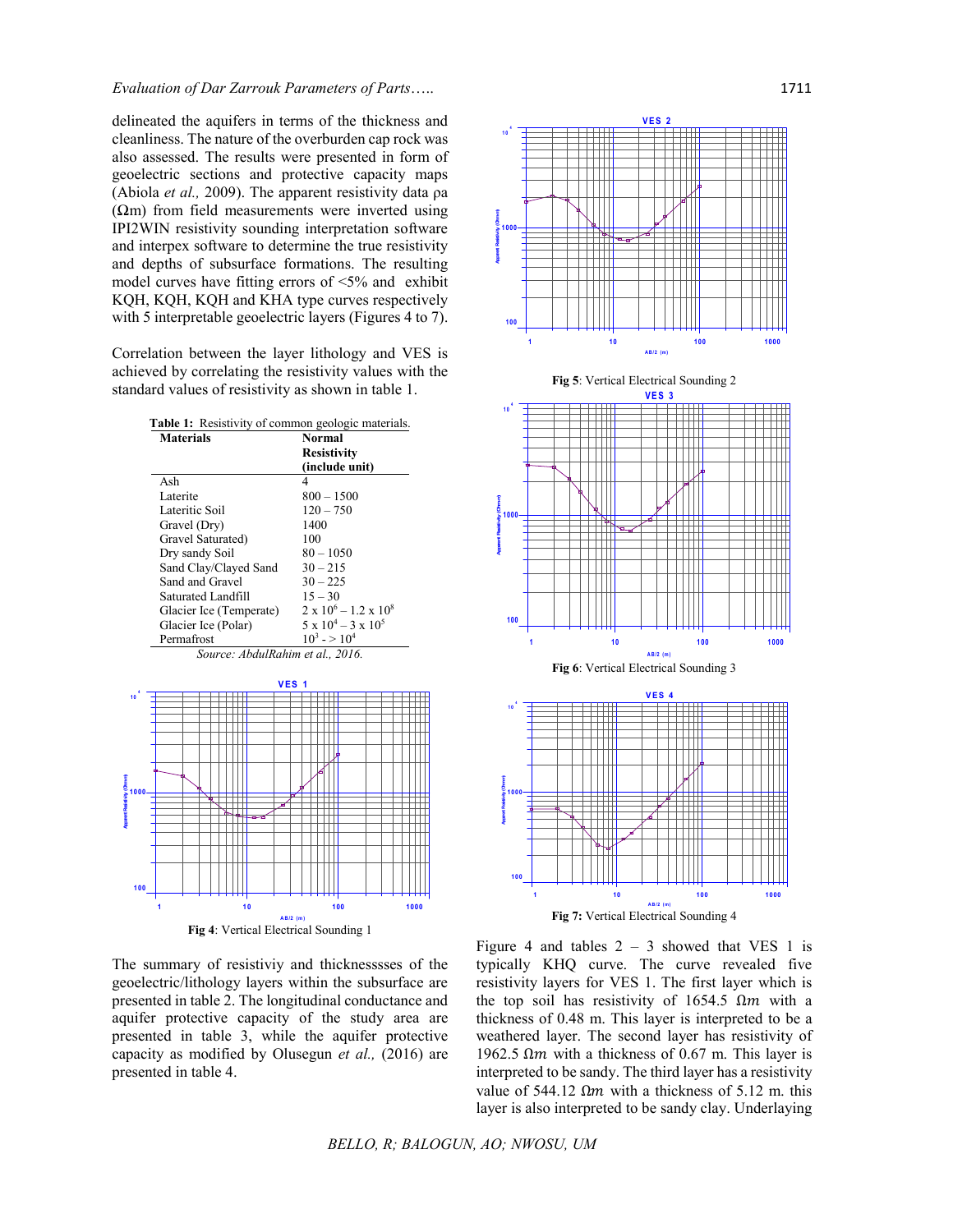delineated the aquifers in terms of the thickness and cleanliness. The nature of the overburden cap rock was also assessed. The results were presented in form of geoelectric sections and protective capacity maps (Abiola *et al.,* 2009). The apparent resistivity data ρa (Ωm) from field measurements were inverted using IPI2WIN resistivity sounding interpretation software and interpex software to determine the true resistivity and depths of subsurface formations. The resulting model curves have fitting errors of <5% and exhibit KQH, KQH, KQH and KHA type curves respectively with 5 interpretable geoelectric layers (Figures 4 to 7).

Correlation between the layer lithology and VES is achieved by correlating the resistivity values with the standard values of resistivity as shown in table 1.

**Table 1:** Resistivity of common geologic materials.

| Materials | Normal Resistivity (include unit) |
|---|---|
| Ash | 4 |
| Laterite | 800 – 1500 |
| Lateritic Soil | 120 – 750 |
| Gravel (Dry) | 1400 |
| Gravel Saturated) | 100 |
| Dry sandy Soil | 80 – 1050 |
| Sand Clay/Clayed Sand | 30 – 215 |
| Sand and Gravel | 30 – 225 |
| Saturated Landfill | 15 – 30 |
| Glacier Ice (Temperate) | $2 \times 10^6 – 1.2 \times 10^8$ |
| Glacier Ice (Polar) | $5 \times 10^4 – 3 \times 10^5$ |
| Permafrost | $10^3$ - > $10^4$ |

*Source: AbdulRahim et al., 2016.*

VES 1

$10^4$

1000

100

Apparent Resistivity (Ohm-m)

1 10 100 1000

AB/2 (m)

**Fig 4**: Vertical Electrical Sounding 1

The summary of resistiviy and thicknesssses of the geoelectric/lithology layers within the subsurface are presented in table 2. The longitudinal conductance and aquifer protective capacity of the study area are presented in table 3, while the aquifer protective capacity as modified by Olusegun *et al.,* (2016) are presented in table 4.

VES 2

$10^4$

1000

100

Apparent Resistivity (Ohm-m)

1 10 100 1000

AB/2 (m)

**Fig 5**: Vertical Electrical Sounding 2

VES 3

$10^4$

1000

100

Apparent Resistivity (Ohm-m)

1 10 100 1000

AB/2 (m)

**Fig 6**: Vertical Electrical Sounding 3

VES 4

$10^4$

1000

100

Apparent Resistivity (Ohm-m)

1 10 100 1000

AB/2 (m)

**Fig 7:** Vertical Electrical Sounding 4

Figure 4 and tables 2 – 3 showed that VES 1 is typically KHQ curve. The curve revealed five resistivity layers for VES 1. The first layer which is the top soil has resistivity of 1654.5 $\Omega m$ with a thickness of 0.48 m. This layer is interpreted to be a weathered layer. The second layer has resistivity of 1962.5 $\Omega m$ with a thickness of 0.67 m. This layer is interpreted to be sandy. The third layer has a resistivity value of 544.12 $\Omega m$ with a thickness of 5.12 m. this layer is also interpreted to be sandy clay. Underlaying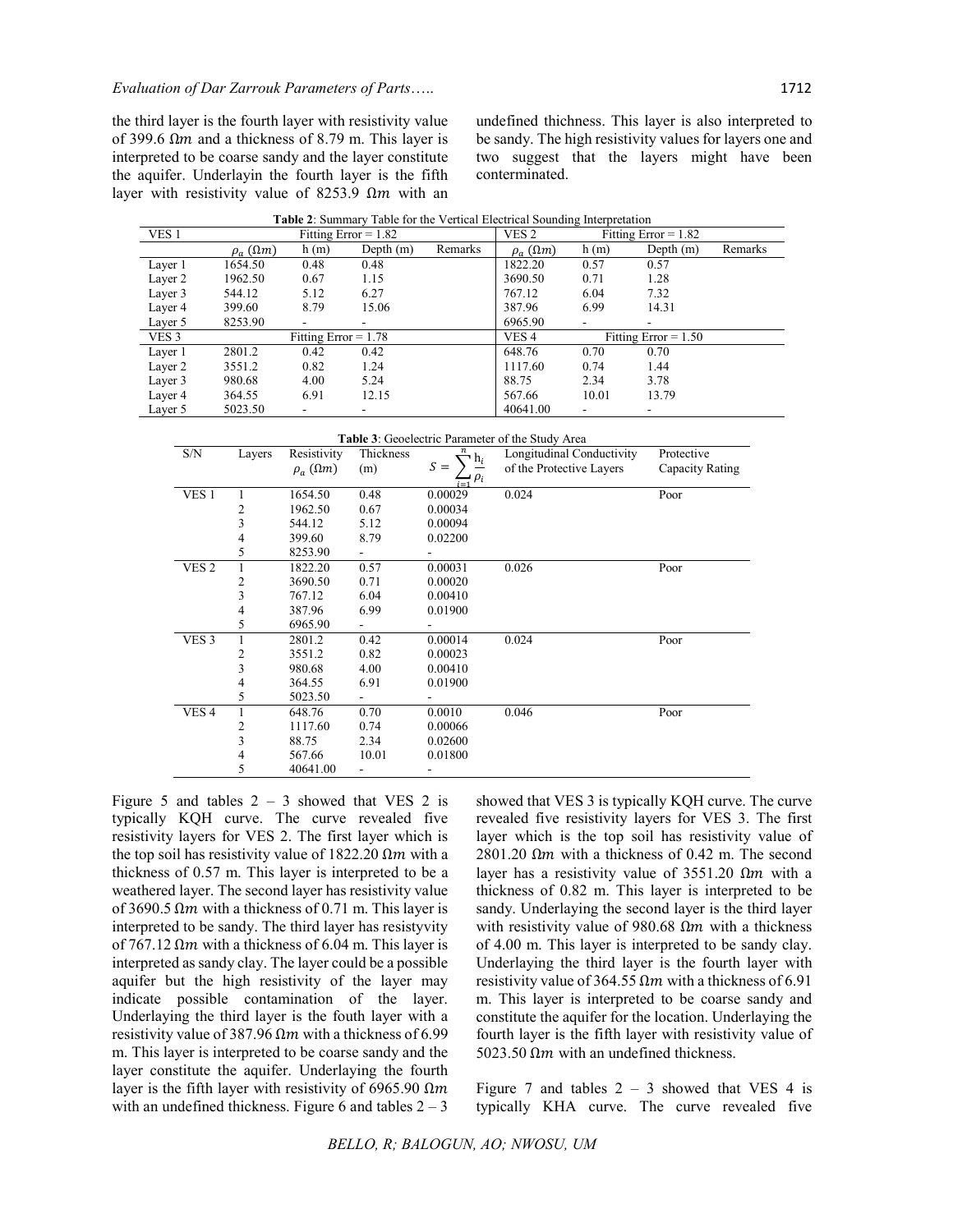the third layer is the fourth layer with resistivity value of 399.6 $\Omega m$ and a thickness of 8.79 m. This layer is interpreted to be coarse sandy and the layer constitute the aquifer. Underlayin the fourth layer is the fifth layer with resistivity value of 8253.9 $\Omega m$ with an undefined thichness. This layer is also interpreted to be sandy. The high resistivity values for layers one and two suggest that the layers might have been conterminated.

**Table 2**: Summary Table for the Vertical Electrical Sounding Interpretation

| VES 1 | Fitting Error = 1.82 | | | | VES 2 | Fitting Error = 1.82 | | |
|---|---|---|---|---|---|---|---|---|
| | $\rho_a\ (\Omega m)$ | h (m) | Depth (m) | Remarks | $\rho_a\ (\Omega m)$ | h (m) | Depth (m) | Remarks |
| Layer 1 | 1654.50 | 0.48 | 0.48 | | 1822.20 | 0.57 | 0.57 | |
| Layer 2 | 1962.50 | 0.67 | 1.15 | | 3690.50 | 0.71 | 1.28 | |
| Layer 3 | 544.12 | 5.12 | 6.27 | | 767.12 | 6.04 | 7.32 | |
| Layer 4 | 399.60 | 8.79 | 15.06 | | 387.96 | 6.99 | 14.31 | |
| Layer 5 | 8253.90 | - | - | | 6965.90 | - | - | |
| VES 3 | Fitting Error = 1.78 | | | | VES 4 | Fitting Error = 1.50 | | |
| Layer 1 | 2801.2 | 0.42 | 0.42 | | 648.76 | 0.70 | 0.70 | |
| Layer 2 | 3551.2 | 0.82 | 1.24 | | 1117.60 | 0.74 | 1.44 | |
| Layer 3 | 980.68 | 4.00 | 5.24 | | 88.75 | 2.34 | 3.78 | |
| Layer 4 | 364.55 | 6.91 | 12.15 | | 567.66 | 10.01 | 13.79 | |
| Layer 5 | 5023.50 | - | - | | 40641.00 | - | - | |

**Table 3**: Geoelectric Parameter of the Study Area

| S/N | Layers | Resistivity $\rho_a\ (\Omega m)$ | Thickness (m) | $S = \sum_{i=1}^{n} \frac{h_i}{\rho_i}$ | Longitudinal Conductivity of the Protective Layers | Protective Capacity Rating |
|---|---|---|---|---|---|---|
| VES 1 | 1 | 1654.50 | 0.48 | 0.00029 | 0.024 | Poor |
| | 2 | 1962.50 | 0.67 | 0.00034 | | |
| | 3 | 544.12 | 5.12 | 0.00094 | | |
| | 4 | 399.60 | 8.79 | 0.02200 | | |
| | 5 | 8253.90 | - | - | | |
| VES 2 | 1 | 1822.20 | 0.57 | 0.00031 | 0.026 | Poor |
| | 2 | 3690.50 | 0.71 | 0.00020 | | |
| | 3 | 767.12 | 6.04 | 0.00410 | | |
| | 4 | 387.96 | 6.99 | 0.01900 | | |
| | 5 | 6965.90 | - | - | | |
| VES 3 | 1 | 2801.2 | 0.42 | 0.00014 | 0.024 | Poor |
| | 2 | 3551.2 | 0.82 | 0.00023 | | |
| | 3 | 980.68 | 4.00 | 0.00410 | | |
| | 4 | 364.55 | 6.91 | 0.01900 | | |
| | 5 | 5023.50 | - | - | | |
| VES 4 | 1 | 648.76 | 0.70 | 0.0010 | 0.046 | Poor |
| | 2 | 1117.60 | 0.74 | 0.00066 | | |
| | 3 | 88.75 | 2.34 | 0.02600 | | |
| | 4 | 567.66 | 10.01 | 0.01800 | | |
| | 5 | 40641.00 | - | - | | |

Figure 5 and tables 2 – 3 showed that VES 2 is typically KQH curve. The curve revealed five resistivity layers for VES 2. The first layer which is the top soil has resistivity value of 1822.20 $\Omega m$ with a thickness of 0.57 m. This layer is interpreted to be a weathered layer. The second layer has resistivity value of 3690.5 $\Omega m$ with a thickness of 0.71 m. This layer is interpreted to be sandy. The third layer has resistyvity of 767.12 $\Omega m$ with a thickness of 6.04 m. This layer is interpreted as sandy clay. The layer could be a possible aquifer but the high resistivity of the layer may indicate possible contamination of the layer. Underlaying the third layer is the fouth layer with a resistivity value of 387.96 $\Omega m$ with a thickness of 6.99 m. This layer is interpreted to be coarse sandy and the layer constitute the aquifer. Underlaying the fourth layer is the fifth layer with resistivity of 6965.90 $\Omega m$ with an undefined thickness. Figure 6 and tables 2 – 3 showed that VES 3 is typically KQH curve. The curve revealed five resistivity layers for VES 3. The first layer which is the top soil has resistivity value of 2801.20 $\Omega m$ with a thickness of 0.42 m. The second layer has a resistivity value of 3551.20 $\Omega m$ with a thickness of 0.82 m. This layer is interpreted to be sandy. Underlaying the second layer is the third layer with resistivity value of 980.68 $\Omega m$ with a thickness of 4.00 m. This layer is interpreted to be sandy clay. Underlaying the third layer is the fourth layer with resistivity value of 364.55 $\Omega m$ with a thickness of 6.91 m. This layer is interpreted to be coarse sandy and constitute the aquifer for the location. Underlaying the fourth layer is the fifth layer with resistivity value of 5023.50 $\Omega m$ with an undefined thickness.

Figure 7 and tables 2 – 3 showed that VES 4 is typically KHA curve. The curve revealed five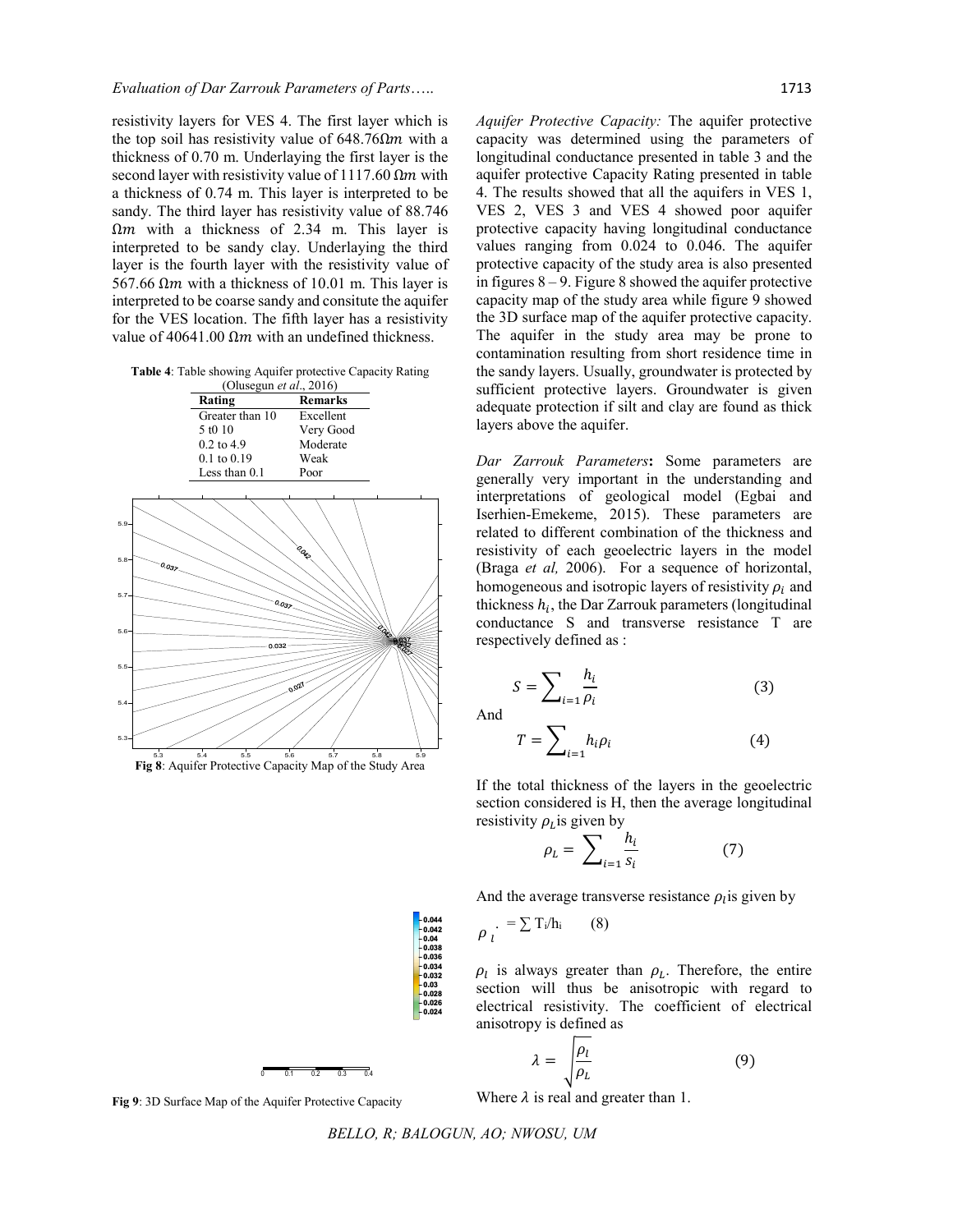resistivity layers for VES 4. The first layer which is the top soil has resistivity value of 648.76$\Omega m$ with a thickness of 0.70 m. Underlaying the first layer is the second layer with resistivity value of 1117.60 $\Omega m$ with a thickness of 0.74 m. This layer is interpreted to be sandy. The third layer has resistivity value of 88.746 $\Omega m$ with a thickness of 2.34 m. This layer is interpreted to be sandy clay. Underlying the third layer is the fourth layer with the resistivity value of 567.66 $\Omega m$ with a thickness of 10.01 m. This layer is interpreted to be coarse sandy and consitute the aquifer for the VES location. The fifth layer has a resistivity value of 40641.00 $\Omega m$ with an undefined thickness.

**Table 4**: Table showing Aquifer protective Capacity Rating (Olusegun *et al*., 2016)

| Rating | Remarks |
|---|---|
| Greater than 10 | Excellent |
| 5 t0 10 | Very Good |
| 0.2 to 4.9 | Moderate |
| 0.1 to 0.19 | Weak |
| Less than 0.1 | Poor |

5.9
5.8
5.7
5.6
5.5
5.4
5.3
0.042
0.037
0.037
0.032
0.027
0.042
0.037
0.027
5.3 5.4 5.5 5.6 5.7 5.8 5.9

**Fig 8**: Aquifer Protective Capacity Map of the Study Area

0.044
0.042
0.04
0.038
0.036
0.034
0.032
0.03
0.028
0.026
0.024

0 0.1 0.2 0.3 0.4

**Fig 9**: 3D Surface Map of the Aquifer Protective Capacity

*Aquifer Protective Capacity:* The aquifer protective capacity was determined using the parameters of longitudinal conductance presented in table 3 and the aquifer protective Capacity Rating presented in table 4. The results showed that all the aquifers in VES 1, VES 2, VES 3 and VES 4 showed poor aquifer protective capacity having longitudinal conductance values ranging from 0.024 to 0.046. The aquifer protective capacity of the study area is also presented in figures 8 – 9. Figure 8 showed the aquifer protective capacity map of the study area while figure 9 showed the 3D surface map of the aquifer protective capacity. The aquifer in the study area may be prone to contamination resulting from short residence time in the sandy layers. Usually, groundwater is protected by sufficient protective layers. Groundwater is given adequate protection if silt and clay are found as thick layers above the aquifer.

*Dar Zarrouk Parameters***:** Some parameters are generally very important in the understanding and interpretations of geological model (Egbai and Iserhien-Emekeme, 2015). These parameters are related to different combination of the thickness and resistivity of each geoelectric layers in the model (Braga *et al,* 2006). For a sequence of horizontal, homogeneous and isotropic layers of resistivity $\rho_i$ and thickness $h_i$, the Dar Zarrouk parameters (longitudinal conductance S and transverse resistance T are respectively defined as :

$$S = \sum_{i=1} \frac{h_i}{\rho_i} \tag{3}$$

And

$$T = \sum_{i=1} h_i \rho_i \tag{4}$$

If the total thickness of the layers in the geoelectric section considered is H, then the average longitudinal resistivity $\rho_L$ is given by

$$\rho_L = \sum_{i=1} \frac{h_i}{s_i} \tag{7}$$

And the average transverse resistance $\rho_l$ is given by

$$\rho_l = \sum T_i/h_i \tag{8}$$

$\rho_l$ is always greater than $\rho_L$. Therefore, the entire section will thus be anisotropic with regard to electrical resistivity. The coefficient of electrical anisotropy is defined as

$$\lambda = \sqrt{\frac{\rho_l}{\rho_L}} \tag{9}$$

Where $\lambda$ is real and greater than 1.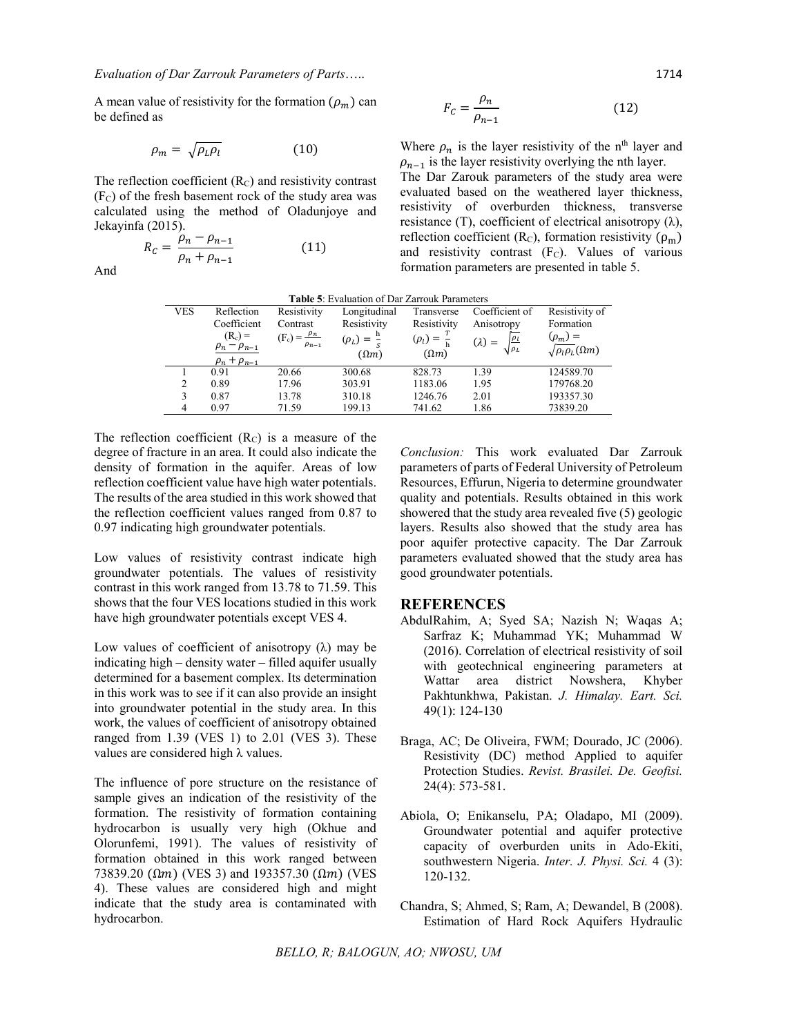A mean value of resistivity for the formation ($\rho_m$) can be defined as

$$\rho_m = \sqrt{\rho_L \rho_l} \qquad (10)$$

The reflection coefficient ($R_C$) and resistivity contrast ($F_C$) of the fresh basement rock of the study area was calculated using the method of Oladunjoye and Jekayinfa (2015).

$$R_C = \frac{\rho_n - \rho_{n-1}}{\rho_n + \rho_{n-1}} \qquad (11)$$

And

$$F_C = \frac{\rho_n}{\rho_{n-1}} \qquad (12)$$

Where $\rho_n$ is the layer resistivity of the n[th] layer and $\rho_{n-1}$ is the layer resistivity overlying the nth layer. The Dar Zarouk parameters of the study area were evaluated based on the weathered layer thickness, resistivity of overburden thickness, transverse resistance (T), coefficient of electrical anisotropy (λ), reflection coefficient ($R_C$), formation resistivity ($\rho_m$) and resistivity contrast ($F_C$). Values of various formation parameters are presented in table 5.

**Table 5**: Evaluation of Dar Zarrouk Parameters

| VES | Reflection Coefficient $(R_c) = \frac{\rho_n - \rho_{n-1}}{\rho_n + \rho_{n-1}}$ | Resistivity Contrast $(F_c) = \frac{\rho_n}{\rho_{n-1}}$ | Longitudinal Resistivity $(\rho_L) = \frac{h}{S}$ $(\Omega m)$ | Transverse Resistivity $(\rho_l) = \frac{T}{h}$ $(\Omega m)$ | Coefficient of Anisotropy $(\lambda) = \sqrt{\frac{\rho_l}{\rho_L}}$ | Resistivity of Formation $(\rho_m) = \sqrt{\rho_l \rho_L} (\Omega m)$ |
|---|---|---|---|---|---|---|
| 1 | 0.91 | 20.66 | 300.68 | 828.73 | 1.39 | 124589.70 |
| 2 | 0.89 | 17.96 | 303.91 | 1183.06 | 1.95 | 179768.20 |
| 3 | 0.87 | 13.78 | 310.18 | 1246.76 | 2.01 | 193357.30 |
| 4 | 0.97 | 71.59 | 199.13 | 741.62 | 1.86 | 73839.20 |

The reflection coefficient ($R_C$) is a measure of the degree of fracture in an area. It could also indicate the density of formation in the aquifer. Areas of low reflection coefficient value have high water potentials. The results of the area studied in this work showed that the reflection coefficient values ranged from 0.87 to 0.97 indicating high groundwater potentials.

Low values of resistivity contrast indicate high groundwater potentials. The values of resistivity contrast in this work ranged from 13.78 to 71.59. This shows that the four VES locations studied in this work have high groundwater potentials except VES 4.

Low values of coefficient of anisotropy (λ) may be indicating high – density water – filled aquifer usually determined for a basement complex. Its determination in this work was to see if it can also provide an insight into groundwater potential in the study area. In this work, the values of coefficient of anisotropy obtained ranged from 1.39 (VES 1) to 2.01 (VES 3). These values are considered high λ values.

The influence of pore structure on the resistance of sample gives an indication of the resistivity of the formation. The resistivity of formation containing hydrocarbon is usually very high (Okhue and Olorunfemi, 1991). The values of resistivity of formation obtained in this work ranged between 73839.20 $(\Omega m)$ (VES 3) and 193357.30 $(\Omega m)$ (VES 4). These values are considered high and might indicate that the study area is contaminated with hydrocarbon.

*Conclusion:* This work evaluated Dar Zarrouk parameters of parts of Federal University of Petroleum Resources, Effurun, Nigeria to determine groundwater quality and potentials. Results obtained in this work showered that the study area revealed five (5) geologic layers. Results also showed that the study area has poor aquifer protective capacity. The Dar Zarrouk parameters evaluated showed that the study area has good groundwater potentials.

## REFERENCES

AbdulRahim, A; Syed SA; Nazish N; Waqas A; Sarfraz K; Muhammad YK; Muhammad W (2016). Correlation of electrical resistivity of soil with geotechnical engineering parameters at Wattar area district Nowshera, Khyber Pakhtunkhwa, Pakistan. *J. Himalay. Eart. Sci.* 49(1): 124-130

Braga, AC; De Oliveira, FWM; Dourado, JC (2006). Resistivity (DC) method Applied to aquifer Protection Studies. *Revist. Brasilei. De. Geofisi.* 24(4): 573-581.

Abiola, O; Enikanselu, PA; Oladapo, MI (2009). Groundwater potential and aquifer protective capacity of overburden units in Ado-Ekiti, southwestern Nigeria. *Inter. J. Physi. Sci.* 4 (3): 120-132.

Chandra, S; Ahmed, S; Ram, A; Dewandel, B (2008). Estimation of Hard Rock Aquifers Hydraulic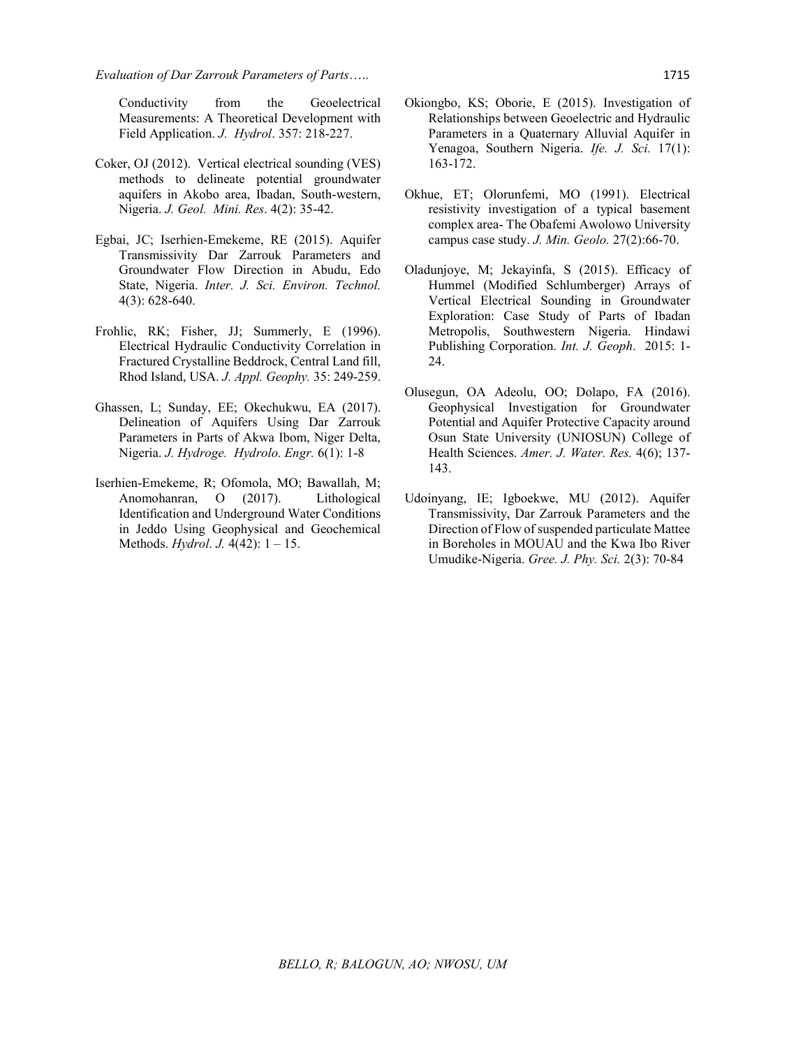Conductivity from the Geoelectrical Measurements: A Theoretical Development with Field Application. *J. Hydrol*. 357: 218-227.

Coker, OJ (2012). Vertical electrical sounding (VES) methods to delineate potential groundwater aquifers in Akobo area, Ibadan, South-western, Nigeria. *J. Geol. Mini. Res*. 4(2): 35-42.

Egbai, JC; Iserhien-Emekeme, RE (2015). Aquifer Transmissivity Dar Zarrouk Parameters and Groundwater Flow Direction in Abudu, Edo State, Nigeria. *Inter. J. Sci. Environ. Technol.* 4(3): 628-640.

Frohlic, RK; Fisher, JJ; Summerly, E (1996). Electrical Hydraulic Conductivity Correlation in Fractured Crystalline Beddrock, Central Land fill, Rhod Island, USA. *J. Appl. Geophy.* 35: 249-259.

Ghassen, L; Sunday, EE; Okechukwu, EA (2017). Delineation of Aquifers Using Dar Zarrouk Parameters in Parts of Akwa Ibom, Niger Delta, Nigeria. *J. Hydroge. Hydrolo. Engr.* 6(1): 1-8

Iserhien-Emekeme, R; Ofomola, MO; Bawallah, M; Anomohanran, O (2017). Lithological Identification and Underground Water Conditions in Jeddo Using Geophysical and Geochemical Methods. *Hydrol. J.* 4(42): 1 – 15.

Okiongbo, KS; Oborie, E (2015). Investigation of Relationships between Geoelectric and Hydraulic Parameters in a Quaternary Alluvial Aquifer in Yenagoa, Southern Nigeria. *Ife. J. Sci.* 17(1): 163-172.

Okhue, ET; Olorunfemi, MO (1991). Electrical resistivity investigation of a typical basement complex area- The Obafemi Awolowo University campus case study. *J. Min. Geolo.* 27(2):66-70.

Oladunjoye, M; Jekayinfa, S (2015). Efficacy of Hummel (Modified Schlumberger) Arrays of Vertical Electrical Sounding in Groundwater Exploration: Case Study of Parts of Ibadan Metropolis, Southwestern Nigeria. Hindawi Publishing Corporation. *Int. J. Geoph*. 2015: 1-24.

Olusegun, OA Adeolu, OO; Dolapo, FA (2016). Geophysical Investigation for Groundwater Potential and Aquifer Protective Capacity around Osun State University (UNIOSUN) College of Health Sciences. *Amer. J. Water. Res.* 4(6); 137-143.

Udoinyang, IE; Igboekwe, MU (2012). Aquifer Transmissivity, Dar Zarrouk Parameters and the Direction of Flow of suspended particulate Mattee in Boreholes in MOUAU and the Kwa Ibo River Umudike-Nigeria. *Gree. J. Phy. Sci.* 2(3): 70-84